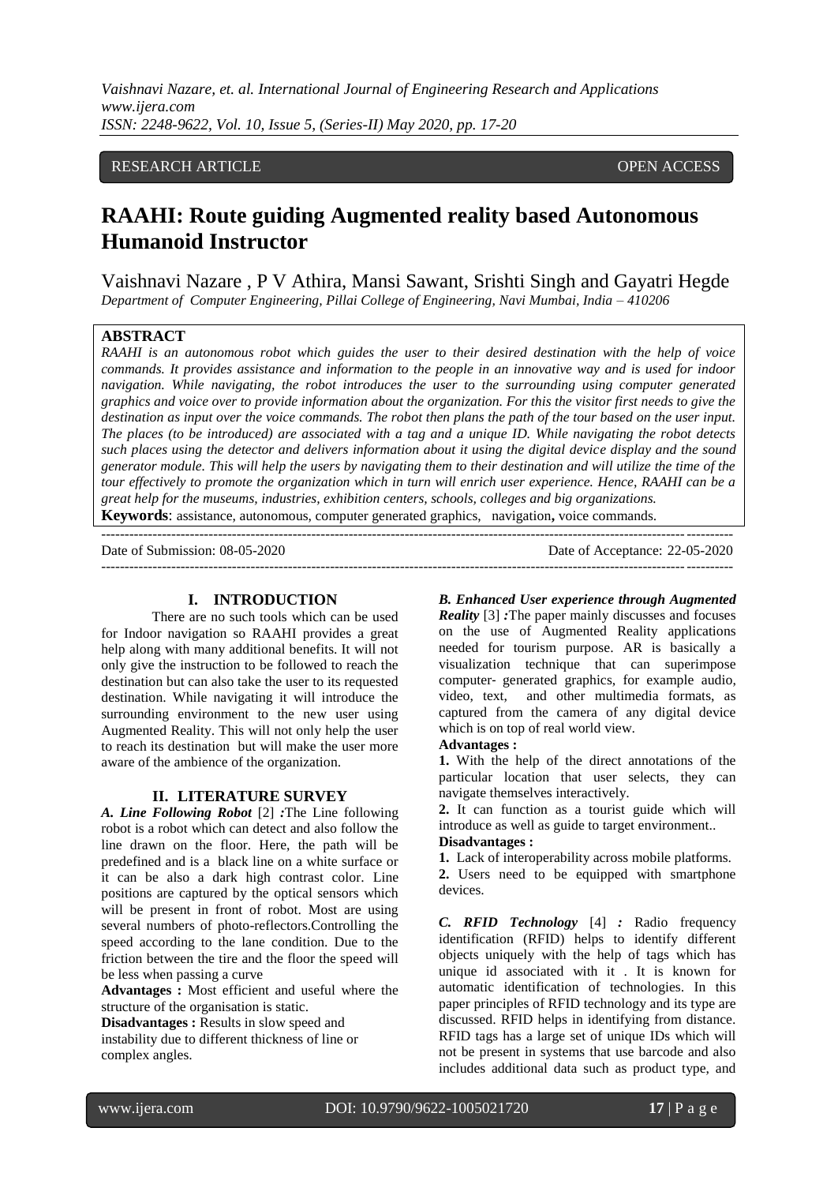RESEARCH ARTICLE OPEN ACCESS

# RAAHI: Route guiding Augmented reality based Autonomous Humanoid Instructor

Vaishnavi Nazare , P V Athira, Mansi Sawant, Srishti Singh and Gayatri Hegde

*Department of Computer Engineering, Pillai College of Engineering, Navi Mumbai, India – 410206*

## ABSTRACT

*RAAHI is an autonomous robot which guides the user to their desired destination with the help of voice commands. It provides assistance and information to the people in an innovative way and is used for indoor navigation. While navigating, the robot introduces the user to the surrounding using computer generated graphics and voice over to provide information about the organization. For this the visitor first needs to give the destination as input over the voice commands. The robot then plans the path of the tour based on the user input. The places (to be introduced) are associated with a tag and a unique ID. While navigating the robot detects such places using the detector and delivers information about it using the digital device display and the sound generator module. This will help the users by navigating them to their destination and will utilize the time of the tour effectively to promote the organization which in turn will enrich user experience. Hence, RAAHI can be a great help for the museums, industries, exhibition centers, schools, colleges and big organizations.*

**Keywords**: assistance, autonomous, computer generated graphics, navigation**,** voice commands.

Date of Submission: 08-05-2020 Date of Acceptance: 22-05-2020

## I. INTRODUCTION

There are no such tools which can be used for Indoor navigation so RAAHI provides a great help along with many additional benefits. It will not only give the instruction to be followed to reach the destination but can also take the user to its requested destination. While navigating it will introduce the surrounding environment to the new user using Augmented Reality. This will not only help the user to reach its destination but will make the user more aware of the ambience of the organization.

## II. LITERATURE SURVEY

***A. Line Following Robot*** [2] ***:***The Line following robot is a robot which can detect and also follow the line drawn on the floor. Here, the path will be predefined and is a black line on a white surface or it can be also a dark high contrast color. Line positions are captured by the optical sensors which will be present in front of robot. Most are using several numbers of photo-reflectors.Controlling the speed according to the lane condition. Due to the friction between the tire and the floor the speed will be less when passing a curve

**Advantages :** Most efficient and useful where the structure of the organisation is static.

**Disadvantages :** Results in slow speed and instability due to different thickness of line or complex angles.

***B. Enhanced User experience through Augmented Reality*** [3] ***:***The paper mainly discusses and focuses on the use of Augmented Reality applications needed for tourism purpose. AR is basically a visualization technique that can superimpose computer- generated graphics, for example audio, video, text, and other multimedia formats, as captured from the camera of any digital device which is on top of real world view.

**Advantages :**

**1.** With the help of the direct annotations of the particular location that user selects, they can navigate themselves interactively.

**2.** It can function as a tourist guide which will introduce as well as guide to target environment..

**Disadvantages :**

**1.** Lack of interoperability across mobile platforms.

**2.** Users need to be equipped with smartphone devices.

***C. RFID Technology*** [4] ***:*** Radio frequency identification (RFID) helps to identify different objects uniquely with the help of tags which has unique id associated with it . It is known for automatic identification of technologies. In this paper principles of RFID technology and its type are discussed. RFID helps in identifying from distance. RFID tags has a large set of unique IDs which will not be present in systems that use barcode and also includes additional data such as product type, and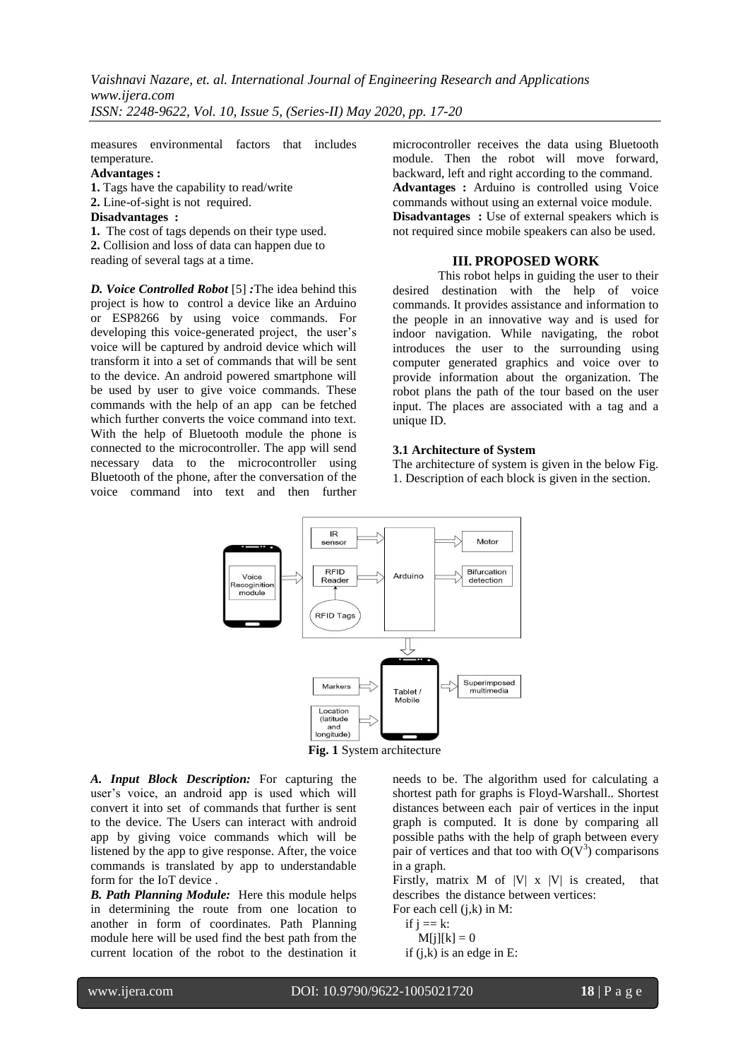measures environmental factors that includes temperature.

**Advantages :**

**1.** Tags have the capability to read/write

**2.** Line-of-sight is not required.

**Disadvantages :**

**1.** The cost of tags depends on their type used.

**2.** Collision and loss of data can happen due to reading of several tags at a time.

***D. Voice Controlled Robot*** [5] ***:***The idea behind this project is how to control a device like an Arduino or ESP8266 by using voice commands. For developing this voice-generated project, the user's voice will be captured by android device which will transform it into a set of commands that will be sent to the device. An android powered smartphone will be used by user to give voice commands. These commands with the help of an app can be fetched which further converts the voice command into text. With the help of Bluetooth module the phone is connected to the microcontroller. The app will send necessary data to the microcontroller using Bluetooth of the phone, after the conversation of the voice command into text and then further microcontroller receives the data using Bluetooth module. Then the robot will move forward, backward, left and right according to the command.

**Advantages :** Arduino is controlled using Voice commands without using an external voice module.

**Disadvantages :** Use of external speakers which is not required since mobile speakers can also be used.

## III. PROPOSED WORK

This robot helps in guiding the user to their desired destination with the help of voice commands. It provides assistance and information to the people in an innovative way and is used for indoor navigation. While navigating, the robot introduces the user to the surrounding using computer generated graphics and voice over to provide information about the organization. The robot plans the path of the tour based on the user input. The places are associated with a tag and a unique ID.

### 3.1 Architecture of System

The architecture of system is given in the below Fig. 1. Description of each block is given in the section.

**Fig. 1** System architecture

***A. Input Block Description:*** For capturing the user's voice, an android app is used which will convert it into set of commands that further is sent to the device. The Users can interact with android app by giving voice commands which will be listened by the app to give response. After, the voice commands is translated by app to understandable form for the IoT device .

***B. Path Planning Module:*** Here this module helps in determining the route from one location to another in form of coordinates. Path Planning module here will be used find the best path from the current location of the robot to the destination it needs to be. The algorithm used for calculating a shortest path for graphs is Floyd-Warshall.. Shortest distances between each pair of vertices in the input graph is computed. It is done by comparing all possible paths with the help of graph between every pair of vertices and that too with $O(V^3)$ comparisons in a graph.

Firstly, matrix M of $|V| \times |V|$ is created, that describes the distance between vertices:

```
For each cell (j,k) in M:
  if j == k:
    M[j][k] = 0
  if (j,k) is an edge in E:
```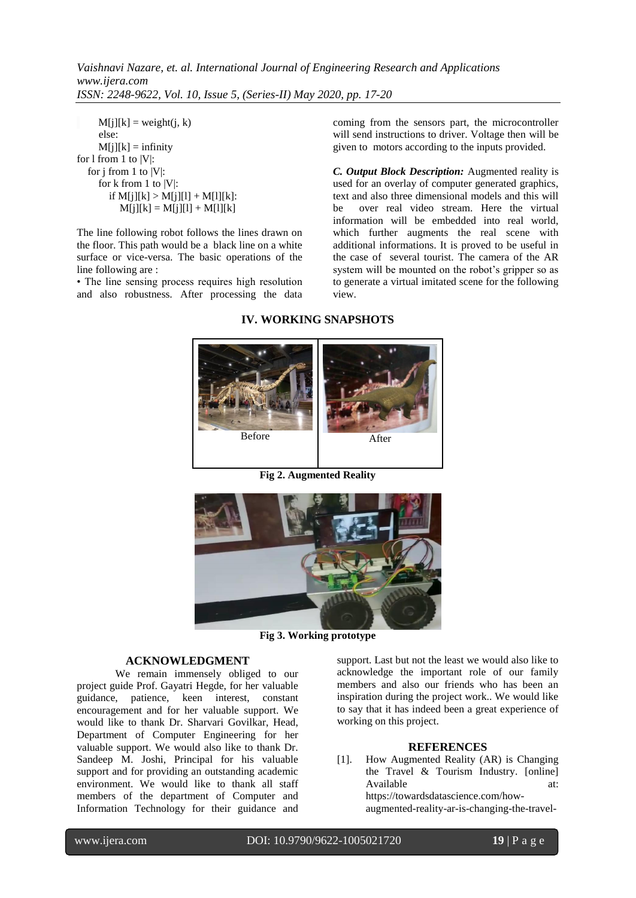```
      M[j][k] = weight(j, k)
      else:
      M[j][k] = infinity
for l from 1 to |V|:
   for j from 1 to |V|:
      for k from 1 to |V|:
         if M[j][k] > M[j][l] + M[l][k]:
            M[j][k] = M[j][l] + M[l][k]
```

The line following robot follows the lines drawn on the floor. This path would be a black line on a white surface or vice-versa. The basic operations of the line following are :

• The line sensing process requires high resolution and also robustness. After processing the data coming from the sensors part, the microcontroller will send instructions to driver. Voltage then will be given to motors according to the inputs provided.

***C. Output Block Description:*** Augmented reality is used for an overlay of computer generated graphics, text and also three dimensional models and this will be over real video stream. Here the virtual information will be embedded into real world, which further augments the real scene with additional informations. It is proved to be useful in the case of several tourist. The camera of the AR system will be mounted on the robot's gripper so as to generate a virtual imitated scene for the following view.

## IV. WORKING SNAPSHOTS

Before

After

**Fig 2. Augmented Reality**

**Fig 3. Working prototype**

## ACKNOWLEDGMENT

We remain immensely obliged to our project guide Prof. Gayatri Hegde, for her valuable guidance, patience, keen interest, constant encouragement and for her valuable support. We would like to thank Dr. Sharvari Govilkar, Head, Department of Computer Engineering for her valuable support. We would also like to thank Dr. Sandeep M. Joshi, Principal for his valuable support and for providing an outstanding academic environment. We would like to thank all staff members of the department of Computer and Information Technology for their guidance and support. Last but not the least we would also like to acknowledge the important role of our family members and also our friends who has been an inspiration during the project work.. We would like to say that it has indeed been a great experience of working on this project.

## REFERENCES

[1]. How Augmented Reality (AR) is Changing the Travel & Tourism Industry. [online] Available at: https://towardsdatascience.com/how-augmented-reality-ar-is-changing-the-travel-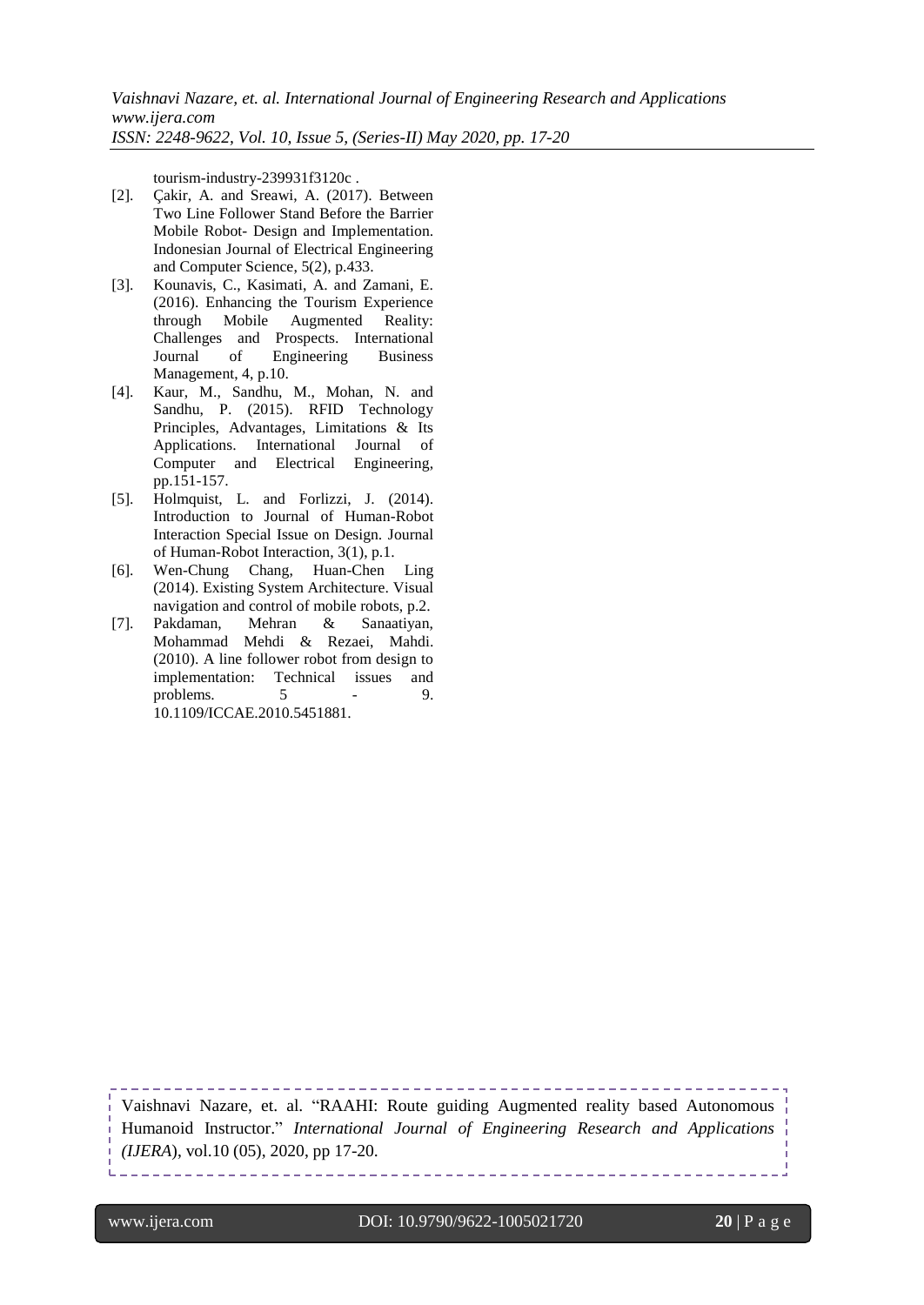tourism-industry-239931f3120c .

[2]. Çakir, A. and Sreawi, A. (2017). Between Two Line Follower Stand Before the Barrier Mobile Robot- Design and Implementation. Indonesian Journal of Electrical Engineering and Computer Science, 5(2), p.433.

[3]. Kounavis, C., Kasimati, A. and Zamani, E. (2016). Enhancing the Tourism Experience through Mobile Augmented Reality: Challenges and Prospects. International Journal of Engineering Business Management, 4, p.10.

[4]. Kaur, M., Sandhu, M., Mohan, N. and Sandhu, P. (2015). RFID Technology Principles, Advantages, Limitations & Its Applications. International Journal of Computer and Electrical Engineering, pp.151-157.

[5]. Holmquist, L. and Forlizzi, J. (2014). Introduction to Journal of Human-Robot Interaction Special Issue on Design. Journal of Human-Robot Interaction, 3(1), p.1.

[6]. Wen-Chung Chang, Huan-Chen Ling (2014). Existing System Architecture. Visual navigation and control of mobile robots, p.2.

[7]. Pakdaman, Mehran & Sanaatiyan, Mohammad Mehdi & Rezaei, Mahdi. (2010). A line follower robot from design to implementation: Technical issues and problems. 5 - 9. 10.1109/ICCAE.2010.5451881.

Vaishnavi Nazare, et. al. "RAAHI: Route guiding Augmented reality based Autonomous Humanoid Instructor." *International Journal of Engineering Research and Applications (IJERA*), vol.10 (05), 2020, pp 17-20.